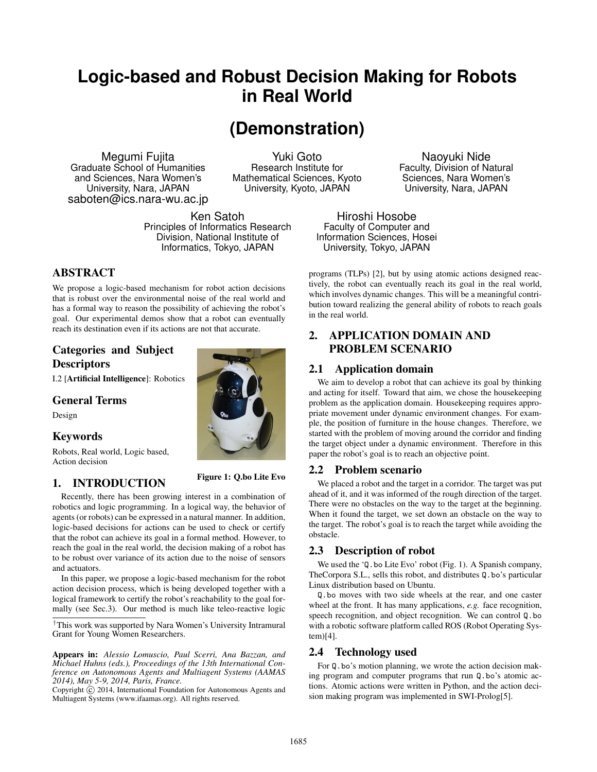# Logic-based and Robust Decision Making for Robots in Real World

# (Demonstration)

Megumi Fujita
Graduate School of Humanities and Sciences, Nara Women's University, Nara, JAPAN
saboten@ics.nara-wu.ac.jp

Yuki Goto
Research Institute for Mathematical Sciences, Kyoto University, Kyoto, JAPAN

Naoyuki Nide
Faculty, Division of Natural Sciences, Nara Women's University, Nara, JAPAN

Ken Satoh
Principles of Informatics Research Division, National Institute of Informatics, Tokyo, JAPAN

Hiroshi Hosobe
Faculty of Computer and Information Sciences, Hosei University, Tokyo, JAPAN

## ABSTRACT

We propose a logic-based mechanism for robot action decisions that is robust over the environmental noise of the real world and has a formal way to reason the possibility of achieving the robot's goal. Our experimental demos show that a robot can eventually reach its destination even if its actions are not that accurate.

## Categories and Subject Descriptors

I.2 [**Artificial Intelligence**]: Robotics

## General Terms

Design

## Keywords

Robots, Real world, Logic based, Action decision

**Figure 1: Q.bo Lite Evo**

## 1. INTRODUCTION

Recently, there has been growing interest in a combination of robotics and logic programming. In a logical way, the behavior of agents (or robots) can be expressed in a natural manner. In addition, logic-based decisions for actions can be used to check or certify that the robot can achieve its goal in a formal method. However, to reach the goal in the real world, the decision making of a robot has to be robust over variance of its action due to the noise of sensors and actuators.

In this paper, we propose a logic-based mechanism for the robot action decision process, which is being developed together with a logical framework to certify the robot's reachability to the goal formally (see Sec.3). Our method is much like teleo-reactive logic programs (TLPs) [2], but by using atomic actions designed reactively, the robot can eventually reach its goal in the real world, which involves dynamic changes. This will be a meaningful contribution toward realizing the general ability of robots to reach goals in the real world.

[†]This work was supported by Nara Women's University Intramural Grant for Young Women Researchers.

**Appears in:** *Alessio Lomuscio, Paul Scerri, Ana Bazzan, and Michael Huhns (eds.), Proceedings of the 13th International Conference on Autonomous Agents and Multiagent Systems (AAMAS 2014), May 5-9, 2014, Paris, France.*
Copyright © 2014, International Foundation for Autonomous Agents and Multiagent Systems (www.ifaamas.org). All rights reserved.

## 2. APPLICATION DOMAIN AND PROBLEM SCENARIO

### 2.1 Application domain

We aim to develop a robot that can achieve its goal by thinking and acting for itself. Toward that aim, we chose the housekeeping problem as the application domain. Housekeeping requires appropriate movement under dynamic environment changes. For example, the position of furniture in the house changes. Therefore, we started with the problem of moving around the corridor and finding the target object under a dynamic environment. Therefore in this paper the robot's goal is to reach an objective point.

### 2.2 Problem scenario

We placed a robot and the target in a corridor. The target was put ahead of it, and it was informed of the rough direction of the target. There were no obstacles on the way to the target at the beginning. When it found the target, we set down an obstacle on the way to the target. The robot's goal is to reach the target while avoiding the obstacle.

### 2.3 Description of robot

We used the 'Q.bo Lite Evo' robot (Fig. 1). A Spanish company, TheCorpora S.L., sells this robot, and distributes Q.bo's particular Linux distribution based on Ubuntu.

Q.bo moves with two side wheels at the rear, and one caster wheel at the front. It has many applications, *e.g.* face recognition, speech recognition, and object recognition. We can control Q.bo with a robotic software platform called ROS (Robot Operating System)[4].

### 2.4 Technology used

For Q.bo's motion planning, we wrote the action decision making program and computer programs that run Q.bo's atomic actions. Atomic actions were written in Python, and the action decision making program was implemented in SWI-Prolog[5].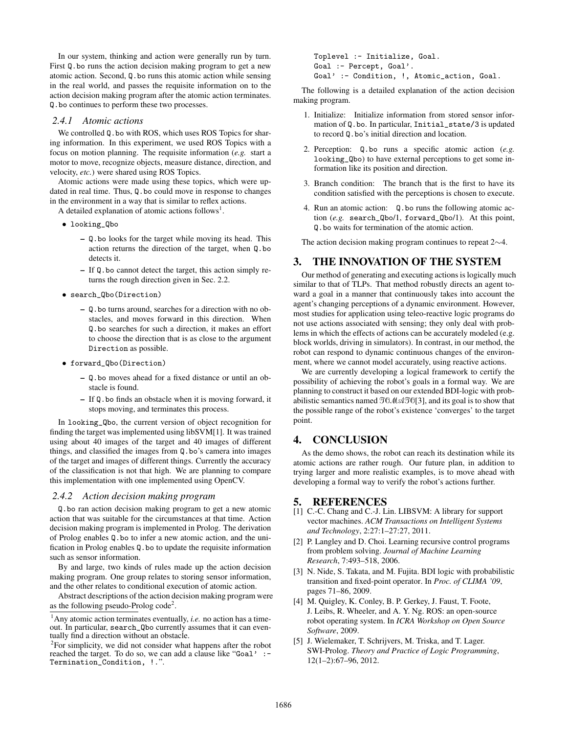In our system, thinking and action were generally run by turn. First Q.bo runs the action decision making program to get a new atomic action. Second, Q.bo runs this atomic action while sensing in the real world, and passes the requisite information on to the action decision making program after the atomic action terminates. Q.bo continues to perform these two processes.

### 2.4.1 Atomic actions

We controlled Q.bo with ROS, which uses ROS Topics for sharing information. In this experiment, we used ROS Topics with a focus on motion planning. The requisite information (*e.g.* start a motor to move, recognize objects, measure distance, direction, and velocity, *etc.*) were shared using ROS Topics.

Atomic actions were made using these topics, which were updated in real time. Thus, Q.bo could move in response to changes in the environment in a way that is similar to reflex actions.

A detailed explanation of atomic actions follows[1].

- looking_Qbo
  - Q.bo looks for the target while moving its head. This action returns the direction of the target, when Q.bo detects it.
  - If Q.bo cannot detect the target, this action simply returns the rough direction given in Sec. 2.2.
- search_Qbo(Direction)
  - Q.bo turns around, searches for a direction with no obstacles, and moves forward in this direction. When Q.bo searches for such a direction, it makes an effort to choose the direction that is as close to the argument Direction as possible.
- forward_Qbo(Direction)
  - Q.bo moves ahead for a fixed distance or until an obstacle is found.
  - If Q.bo finds an obstacle when it is moving forward, it stops moving, and terminates this process.

In looking_Qbo, the current version of object recognition for finding the target was implemented using libSVM[1]. It was trained using about 40 images of the target and 40 images of different things, and classified the images from Q.bo's camera into images of the target and images of different things. Currently the accuracy of the classification is not that high. We are planning to compare this implementation with one implemented using OpenCV.

### 2.4.2 Action decision making program

Q.bo ran action decision making program to get a new atomic action that was suitable for the circumstances at that time. Action decision making program is implemented in Prolog. The derivation of Prolog enables Q.bo to infer a new atomic action, and the unification in Prolog enables Q.bo to update the requisite information such as sensor information.

By and large, two kinds of rules made up the action decision making program. One group relates to storing sensor information, and the other relates to conditional execution of atomic action.

Abstract descriptions of the action decision making program were as the following pseudo-Prolog code[2].

```
Toplevel :- Initialize, Goal.
Goal :- Percept, Goal'.
Goal' :- Condition, !, Atomic_action, Goal.
```

The following is a detailed explanation of the action decision making program.

1. Initialize: Initialize information from stored sensor information of Q.bo. In particular, Initial_state/3 is updated to record Q.bo's initial direction and location.
2. Perception: Q.bo runs a specific atomic action (*e.g.* looking_Qbo) to have external perceptions to get some information like its position and direction.
3. Branch condition: The branch that is the first to have its condition satisfied with the perceptions is chosen to execute.
4. Run an atomic action: Q.bo runs the following atomic action (*e.g.* search_Qbo/1, forward_Qbo/1). At this point, Q.bo waits for termination of the atomic action.

The action decision making program continues to repeat 2∼4.

## 3. THE INNOVATION OF THE SYSTEM

Our method of generating and executing actions is logically much similar to that of TLPs. That method robustly directs an agent toward a goal in a manner that continuously takes into account the agent's changing perceptions of a dynamic environment. However, most studies for application using teleo-reactive logic programs do not use actions associated with sensing; they only deal with problems in which the effects of actions can be accurately modeled (e.g. block worlds, driving in simulators). In contrast, in our method, the robot can respond to dynamic continuous changes of the environment, where we cannot model accurately, using reactive actions.

We are currently developing a logical framework to certify the possibility of achieving the robot's goals in a formal way. We are planning to construct it based on our extended BDI-logic with probabilistic semantics named $\mathfrak{TOMATO}$[3], and its goal is to show that the possible range of the robot's existence 'converges' to the target point.

## 4. CONCLUSION

As the demo shows, the robot can reach its destination while its atomic actions are rather rough. Our future plan, in addition to trying larger and more realistic examples, is to move ahead with developing a formal way to verify the robot's actions further.

## 5. REFERENCES

[1] C.-C. Chang and C.-J. Lin. LIBSVM: A library for support vector machines. *ACM Transactions on Intelligent Systems and Technology*, 2:27:1–27:27, 2011.

[2] P. Langley and D. Choi. Learning recursive control programs from problem solving. *Journal of Machine Learning Research*, 7:493–518, 2006.

[3] N. Nide, S. Takata, and M. Fujita. BDI logic with probabilistic transition and fixed-point operator. In *Proc. of CLIMA '09*, pages 71–86, 2009.

[4] M. Quigley, K. Conley, B. P. Gerkey, J. Faust, T. Foote, J. Leibs, R. Wheeler, and A. Y. Ng. ROS: an open-source robot operating system. In *ICRA Workshop on Open Source Software*, 2009.

[5] J. Wielemaker, T. Schrijvers, M. Triska, and T. Lager. SWI-Prolog. *Theory and Practice of Logic Programming*, 12(1–2):67–96, 2012.

---

[1]Any atomic action terminates eventually, *i.e.* no action has a timeout. In particular, search_Qbo currently assumes that it can eventually find a direction without an obstacle.

[2]For simplicity, we did not consider what happens after the robot reached the target. To do so, we can add a clause like "Goal' :- Termination_Condition, !.".